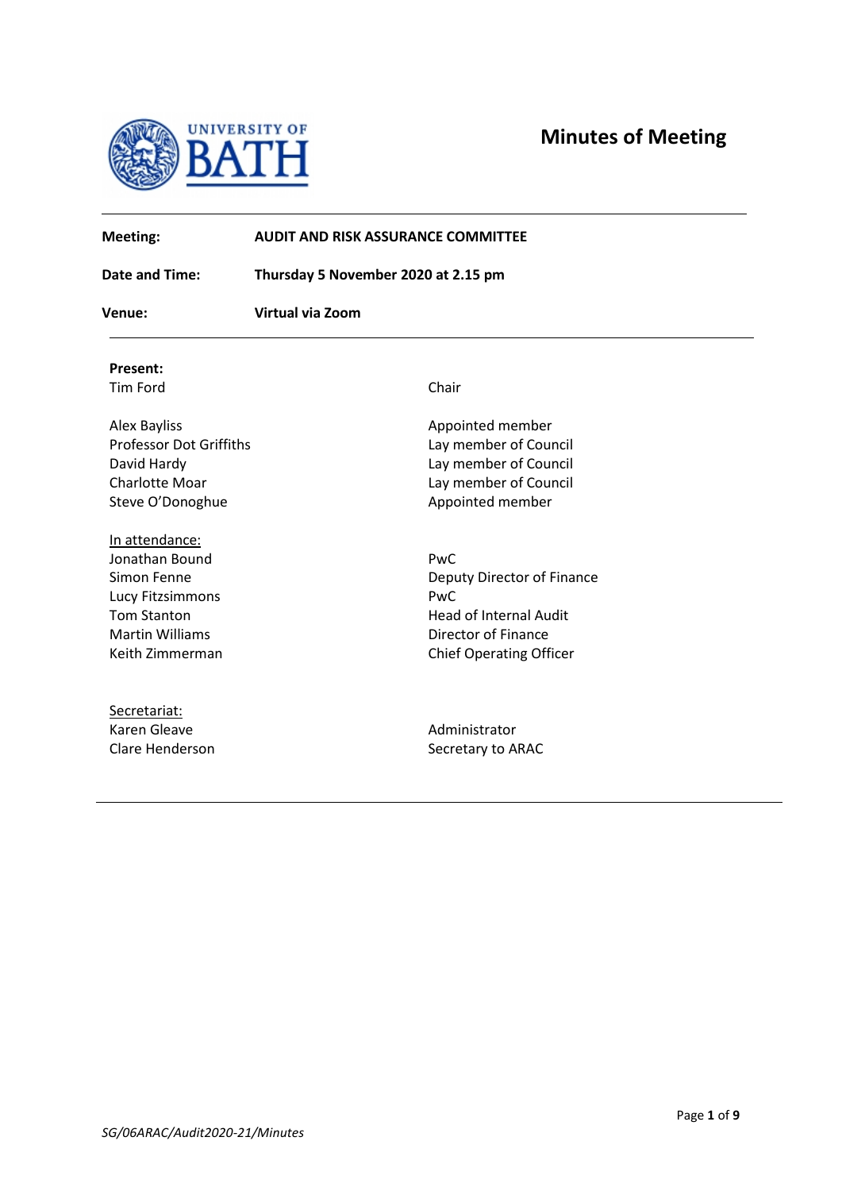# Minutes of Meeting

| | |
|---|---|
| **Meeting:** | **AUDIT AND RISK ASSURANCE COMMITTEE** |
| **Date and Time:** | **Thursday 5 November 2020 at 2.15 pm** |
| **Venue:** | **Virtual via Zoom** |

**Present:**

| | |
|---|---|
| Tim Ford | Chair |
| | |
| Alex Bayliss | Appointed member |
| Professor Dot Griffiths | Lay member of Council |
| David Hardy | Lay member of Council |
| Charlotte Moar | Lay member of Council |
| Steve O'Donoghue | Appointed member |

In attendance:

| | |
|---|---|
| Jonathan Bound | PwC |
| Simon Fenne | Deputy Director of Finance |
| Lucy Fitzsimmons | PwC |
| Tom Stanton | Head of Internal Audit |
| Martin Williams | Director of Finance |
| Keith Zimmerman | Chief Operating Officer |

Secretariat:

| | |
|---|---|
| Karen Gleave | Administrator |
| Clare Henderson | Secretary to ARAC |

*SG/06ARAC/Audit2020-21/Minutes*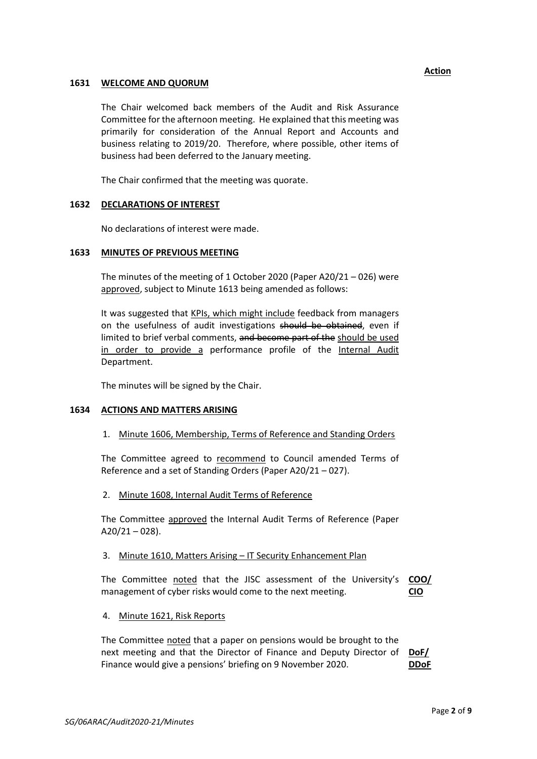**Action**

## 1631 WELCOME AND QUORUM

The Chair welcomed back members of the Audit and Risk Assurance Committee for the afternoon meeting. He explained that this meeting was primarily for consideration of the Annual Report and Accounts and business relating to 2019/20. Therefore, where possible, other items of business had been deferred to the January meeting.

The Chair confirmed that the meeting was quorate.

## 1632 DECLARATIONS OF INTEREST

No declarations of interest were made.

## 1633 MINUTES OF PREVIOUS MEETING

The minutes of the meeting of 1 October 2020 (Paper A20/21 – 026) were approved, subject to Minute 1613 being amended as follows:

It was suggested that KPIs, which might include feedback from managers on the usefulness of audit investigations ~~should be obtained~~, even if limited to brief verbal comments, ~~and become part of the~~ should be used in order to provide a performance profile of the Internal Audit Department.

The minutes will be signed by the Chair.

## 1634 ACTIONS AND MATTERS ARISING

1. Minute 1606, Membership, Terms of Reference and Standing Orders

The Committee agreed to recommend to Council amended Terms of Reference and a set of Standing Orders (Paper A20/21 – 027).

2. Minute 1608, Internal Audit Terms of Reference

The Committee approved the Internal Audit Terms of Reference (Paper A20/21 – 028).

3. Minute 1610, Matters Arising – IT Security Enhancement Plan

The Committee noted that the JISC assessment of the University's management of cyber risks would come to the next meeting. **COO/ CIO**

4. Minute 1621, Risk Reports

The Committee noted that a paper on pensions would be brought to the next meeting and that the Director of Finance and Deputy Director of Finance would give a pensions' briefing on 9 November 2020. **DoF/ DDoF**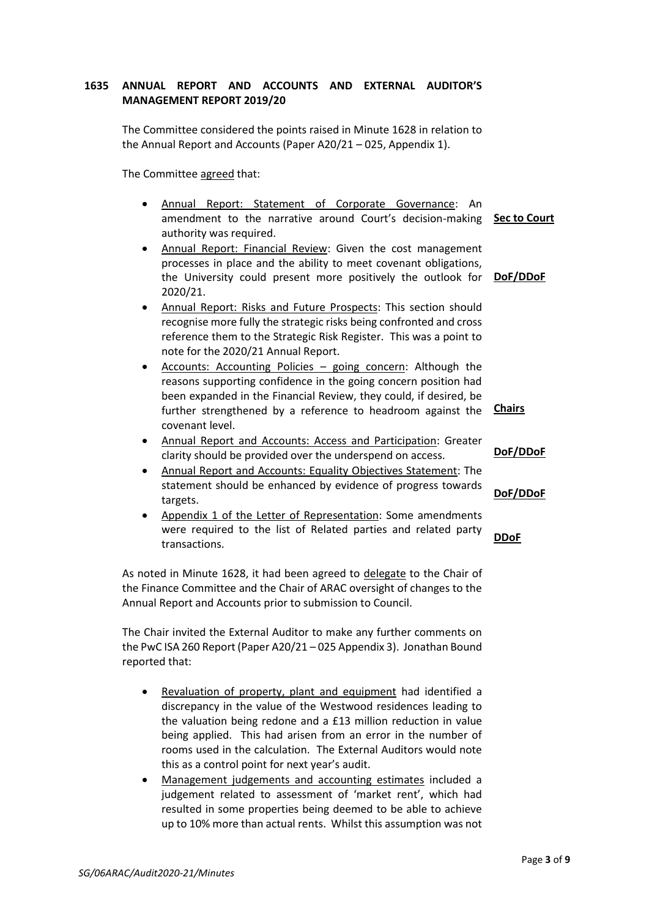## 1635 ANNUAL REPORT AND ACCOUNTS AND EXTERNAL AUDITOR'S MANAGEMENT REPORT 2019/20

The Committee considered the points raised in Minute 1628 in relation to the Annual Report and Accounts (Paper A20/21 – 025, Appendix 1).

The Committee agreed that:

- Annual Report: Statement of Corporate Governance: An amendment to the narrative around Court's decision-making authority was required. **Sec to Court**
- Annual Report: Financial Review: Given the cost management processes in place and the ability to meet covenant obligations, the University could present more positively the outlook for 2020/21. **DoF/DDoF**
- Annual Report: Risks and Future Prospects: This section should recognise more fully the strategic risks being confronted and cross reference them to the Strategic Risk Register. This was a point to note for the 2020/21 Annual Report.
- Accounts: Accounting Policies – going concern: Although the reasons supporting confidence in the going concern position had been expanded in the Financial Review, they could, if desired, be further strengthened by a reference to headroom against the covenant level. **Chairs**
- Annual Report and Accounts: Access and Participation: Greater clarity should be provided over the underspend on access. **DoF/DDoF**
- Annual Report and Accounts: Equality Objectives Statement: The statement should be enhanced by evidence of progress towards targets. **DoF/DDoF**
- Appendix 1 of the Letter of Representation: Some amendments were required to the list of Related parties and related party transactions. **DDoF**

As noted in Minute 1628, it had been agreed to delegate to the Chair of the Finance Committee and the Chair of ARAC oversight of changes to the Annual Report and Accounts prior to submission to Council.

The Chair invited the External Auditor to make any further comments on the PwC ISA 260 Report (Paper A20/21 – 025 Appendix 3). Jonathan Bound reported that:

- Revaluation of property, plant and equipment had identified a discrepancy in the value of the Westwood residences leading to the valuation being redone and a £13 million reduction in value being applied. This had arisen from an error in the number of rooms used in the calculation. The External Auditors would note this as a control point for next year's audit.
- Management judgements and accounting estimates included a judgement related to assessment of 'market rent', which had resulted in some properties being deemed to be able to achieve up to 10% more than actual rents. Whilst this assumption was not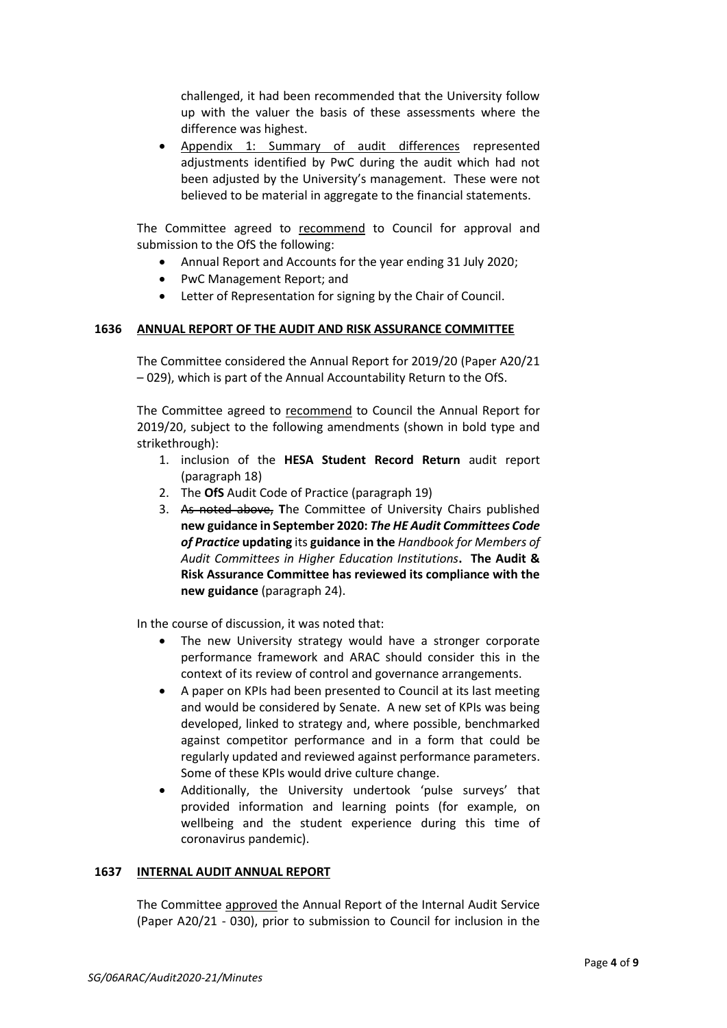challenged, it had been recommended that the University follow up with the valuer the basis of these assessments where the difference was highest.

- Appendix 1: Summary of audit differences represented adjustments identified by PwC during the audit which had not been adjusted by the University's management. These were not believed to be material in aggregate to the financial statements.

The Committee agreed to recommend to Council for approval and submission to the OfS the following:

- Annual Report and Accounts for the year ending 31 July 2020;
- PwC Management Report; and
- Letter of Representation for signing by the Chair of Council.

## 1636 ANNUAL REPORT OF THE AUDIT AND RISK ASSURANCE COMMITTEE

The Committee considered the Annual Report for 2019/20 (Paper A20/21 – 029), which is part of the Annual Accountability Return to the OfS.

The Committee agreed to recommend to Council the Annual Report for 2019/20, subject to the following amendments (shown in bold type and strikethrough):

1. inclusion of the **HESA Student Record Return** audit report (paragraph 18)
2. The **OfS** Audit Code of Practice (paragraph 19)
3. ~~As noted above,~~ **T**he Committee of University Chairs published **new guidance in September 2020: *The HE Audit Committees Code of Practice* updating** its **guidance in the** *Handbook for Members of Audit Committees in Higher Education Institutions*. **The Audit & Risk Assurance Committee has reviewed its compliance with the new guidance** (paragraph 24).

In the course of discussion, it was noted that:

- The new University strategy would have a stronger corporate performance framework and ARAC should consider this in the context of its review of control and governance arrangements.
- A paper on KPIs had been presented to Council at its last meeting and would be considered by Senate. A new set of KPIs was being developed, linked to strategy and, where possible, benchmarked against competitor performance and in a form that could be regularly updated and reviewed against performance parameters. Some of these KPIs would drive culture change.
- Additionally, the University undertook 'pulse surveys' that provided information and learning points (for example, on wellbeing and the student experience during this time of coronavirus pandemic).

## 1637 INTERNAL AUDIT ANNUAL REPORT

The Committee approved the Annual Report of the Internal Audit Service (Paper A20/21 - 030), prior to submission to Council for inclusion in the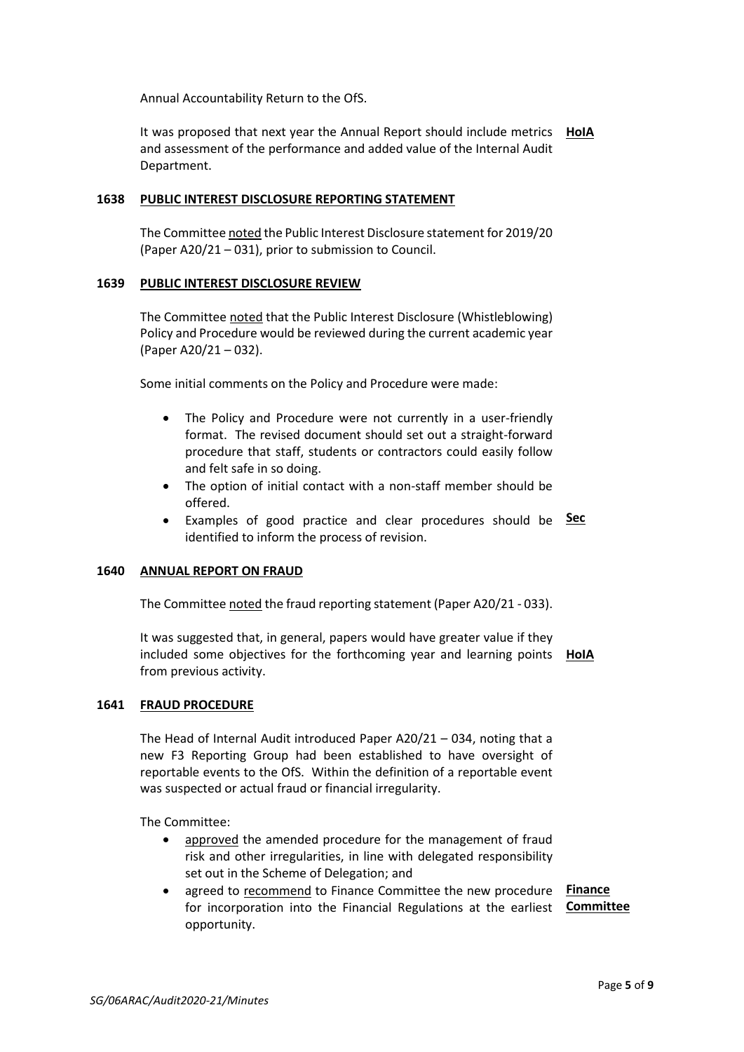Annual Accountability Return to the OfS.

It was proposed that next year the Annual Report should include metrics and assessment of the performance and added value of the Internal Audit Department. **HoIA**

### 1638 PUBLIC INTEREST DISCLOSURE REPORTING STATEMENT

The Committee noted the Public Interest Disclosure statement for 2019/20 (Paper A20/21 – 031), prior to submission to Council.

### 1639 PUBLIC INTEREST DISCLOSURE REVIEW

The Committee noted that the Public Interest Disclosure (Whistleblowing) Policy and Procedure would be reviewed during the current academic year (Paper A20/21 – 032).

Some initial comments on the Policy and Procedure were made:

- The Policy and Procedure were not currently in a user-friendly format. The revised document should set out a straight-forward procedure that staff, students or contractors could easily follow and felt safe in so doing.
- The option of initial contact with a non-staff member should be offered.
- Examples of good practice and clear procedures should be identified to inform the process of revision. **Sec**

### 1640 ANNUAL REPORT ON FRAUD

The Committee noted the fraud reporting statement (Paper A20/21 - 033).

It was suggested that, in general, papers would have greater value if they included some objectives for the forthcoming year and learning points from previous activity. **HoIA**

### 1641 FRAUD PROCEDURE

The Head of Internal Audit introduced Paper A20/21 – 034, noting that a new F3 Reporting Group had been established to have oversight of reportable events to the OfS. Within the definition of a reportable event was suspected or actual fraud or financial irregularity.

The Committee:

- approved the amended procedure for the management of fraud risk and other irregularities, in line with delegated responsibility set out in the Scheme of Delegation; and
- agreed to recommend to Finance Committee the new procedure for incorporation into the Financial Regulations at the earliest opportunity. **Finance Committee**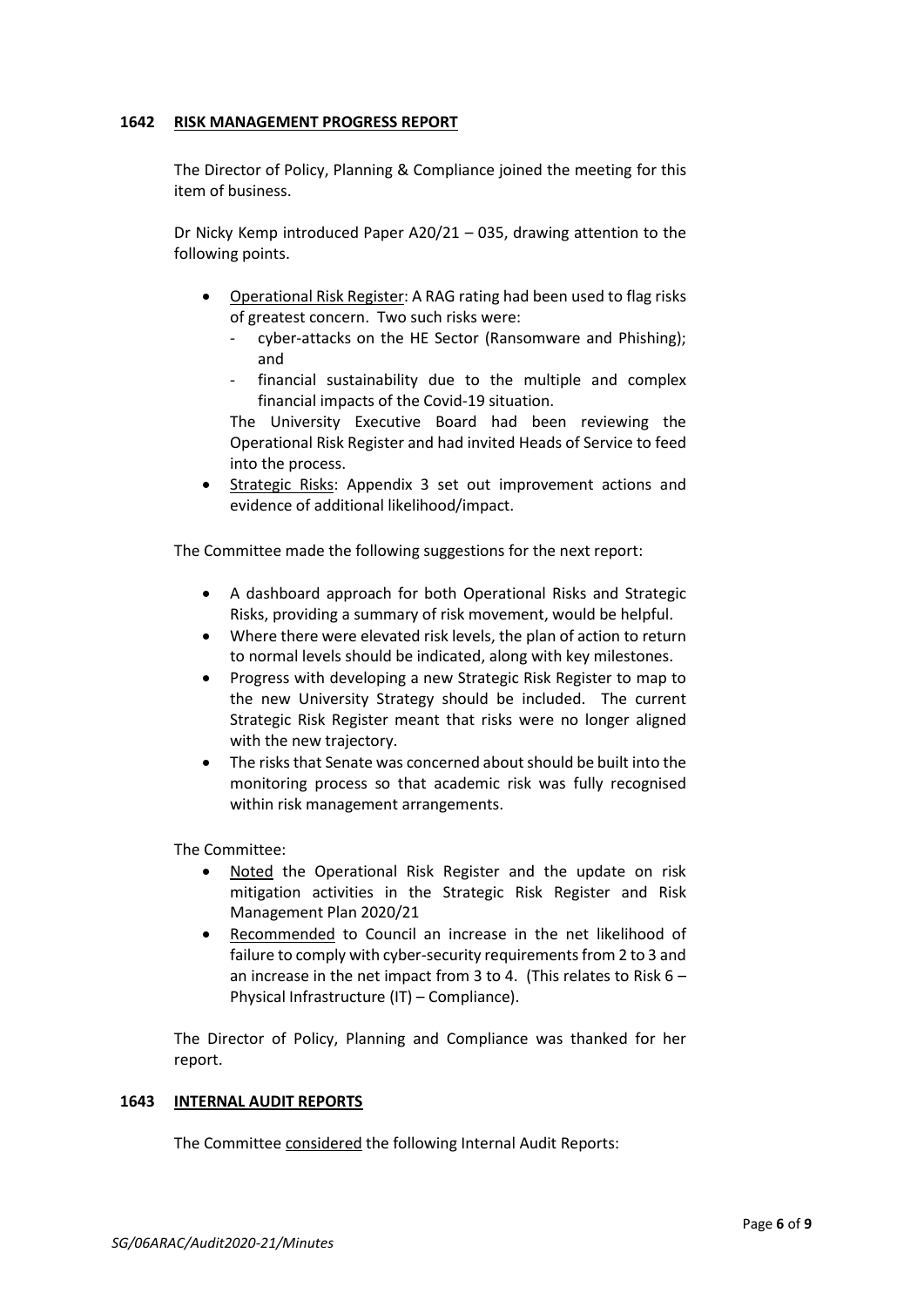## 1642 RISK MANAGEMENT PROGRESS REPORT

The Director of Policy, Planning & Compliance joined the meeting for this item of business.

Dr Nicky Kemp introduced Paper A20/21 – 035, drawing attention to the following points.

- Operational Risk Register: A RAG rating had been used to flag risks of greatest concern. Two such risks were:
  - cyber-attacks on the HE Sector (Ransomware and Phishing); and
  - financial sustainability due to the multiple and complex financial impacts of the Covid-19 situation.

  The University Executive Board had been reviewing the Operational Risk Register and had invited Heads of Service to feed into the process.
- Strategic Risks: Appendix 3 set out improvement actions and evidence of additional likelihood/impact.

The Committee made the following suggestions for the next report:

- A dashboard approach for both Operational Risks and Strategic Risks, providing a summary of risk movement, would be helpful.
- Where there were elevated risk levels, the plan of action to return to normal levels should be indicated, along with key milestones.
- Progress with developing a new Strategic Risk Register to map to the new University Strategy should be included. The current Strategic Risk Register meant that risks were no longer aligned with the new trajectory.
- The risks that Senate was concerned about should be built into the monitoring process so that academic risk was fully recognised within risk management arrangements.

The Committee:

- Noted the Operational Risk Register and the update on risk mitigation activities in the Strategic Risk Register and Risk Management Plan 2020/21
- Recommended to Council an increase in the net likelihood of failure to comply with cyber-security requirements from 2 to 3 and an increase in the net impact from 3 to 4. (This relates to Risk 6 – Physical Infrastructure (IT) – Compliance).

The Director of Policy, Planning and Compliance was thanked for her report.

## 1643 INTERNAL AUDIT REPORTS

The Committee considered the following Internal Audit Reports: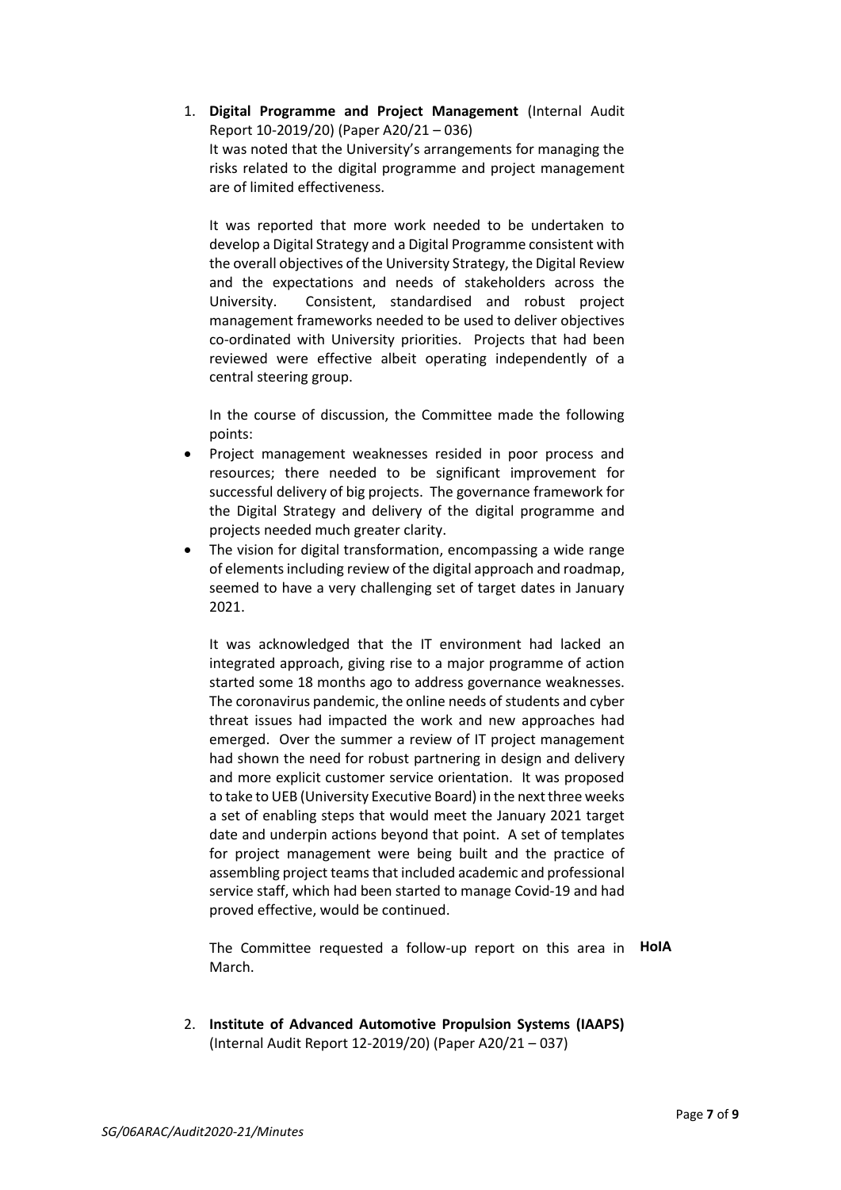1. **Digital Programme and Project Management** (Internal Audit Report 10-2019/20) (Paper A20/21 – 036)
   It was noted that the University's arrangements for managing the risks related to the digital programme and project management are of limited effectiveness.

   It was reported that more work needed to be undertaken to develop a Digital Strategy and a Digital Programme consistent with the overall objectives of the University Strategy, the Digital Review and the expectations and needs of stakeholders across the University. Consistent, standardised and robust project management frameworks needed to be used to deliver objectives co-ordinated with University priorities. Projects that had been reviewed were effective albeit operating independently of a central steering group.

   In the course of discussion, the Committee made the following points:

   - Project management weaknesses resided in poor process and resources; there needed to be significant improvement for successful delivery of big projects. The governance framework for the Digital Strategy and delivery of the digital programme and projects needed much greater clarity.
   - The vision for digital transformation, encompassing a wide range of elements including review of the digital approach and roadmap, seemed to have a very challenging set of target dates in January 2021.

   It was acknowledged that the IT environment had lacked an integrated approach, giving rise to a major programme of action started some 18 months ago to address governance weaknesses. The coronavirus pandemic, the online needs of students and cyber threat issues had impacted the work and new approaches had emerged. Over the summer a review of IT project management had shown the need for robust partnering in design and delivery and more explicit customer service orientation. It was proposed to take to UEB (University Executive Board) in the next three weeks a set of enabling steps that would meet the January 2021 target date and underpin actions beyond that point. A set of templates for project management were being built and the practice of assembling project teams that included academic and professional service staff, which had been started to manage Covid-19 and had proved effective, would be continued.

   The Committee requested a follow-up report on this area in March. **HoIA**

2. **Institute of Advanced Automotive Propulsion Systems (IAAPS)** (Internal Audit Report 12-2019/20) (Paper A20/21 – 037)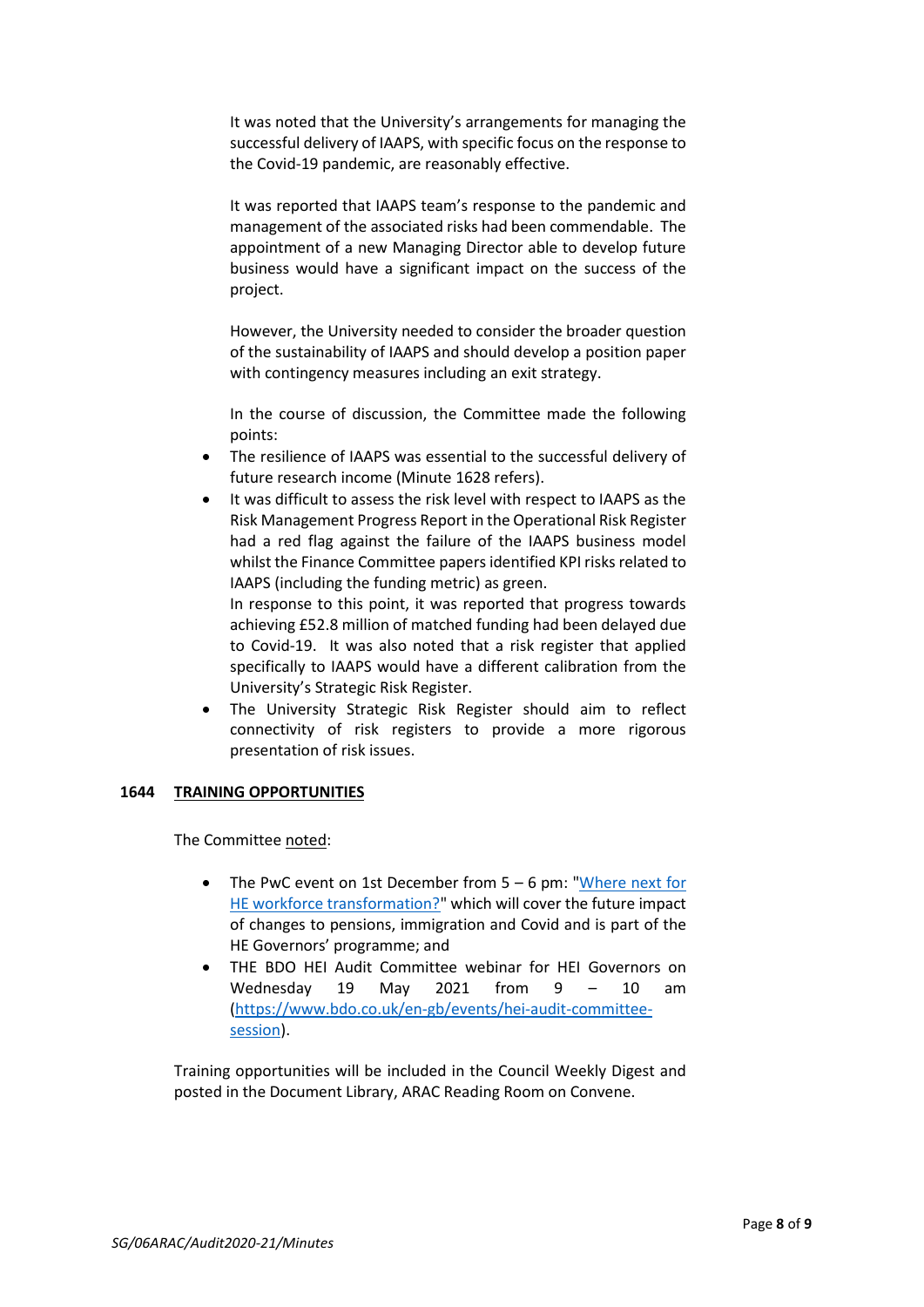It was noted that the University's arrangements for managing the successful delivery of IAAPS, with specific focus on the response to the Covid-19 pandemic, are reasonably effective.

It was reported that IAAPS team's response to the pandemic and management of the associated risks had been commendable. The appointment of a new Managing Director able to develop future business would have a significant impact on the success of the project.

However, the University needed to consider the broader question of the sustainability of IAAPS and should develop a position paper with contingency measures including an exit strategy.

In the course of discussion, the Committee made the following points:

- The resilience of IAAPS was essential to the successful delivery of future research income (Minute 1628 refers).
- It was difficult to assess the risk level with respect to IAAPS as the Risk Management Progress Report in the Operational Risk Register had a red flag against the failure of the IAAPS business model whilst the Finance Committee papers identified KPI risks related to IAAPS (including the funding metric) as green.
  In response to this point, it was reported that progress towards achieving £52.8 million of matched funding had been delayed due to Covid-19. It was also noted that a risk register that applied specifically to IAAPS would have a different calibration from the University's Strategic Risk Register.
- The University Strategic Risk Register should aim to reflect connectivity of risk registers to provide a more rigorous presentation of risk issues.

**1644 <u>TRAINING OPPORTUNITIES</u>**

The Committee <u>noted</u>:

- The PwC event on 1st December from 5 – 6 pm: "[Where next for HE workforce transformation?]" which will cover the future impact of changes to pensions, immigration and Covid and is part of the HE Governors' programme; and
- THE BDO HEI Audit Committee webinar for HEI Governors on Wednesday 19 May 2021 from 9 – 10 am (https://www.bdo.co.uk/en-gb/events/hei-audit-committee-session).

Training opportunities will be included in the Council Weekly Digest and posted in the Document Library, ARAC Reading Room on Convene.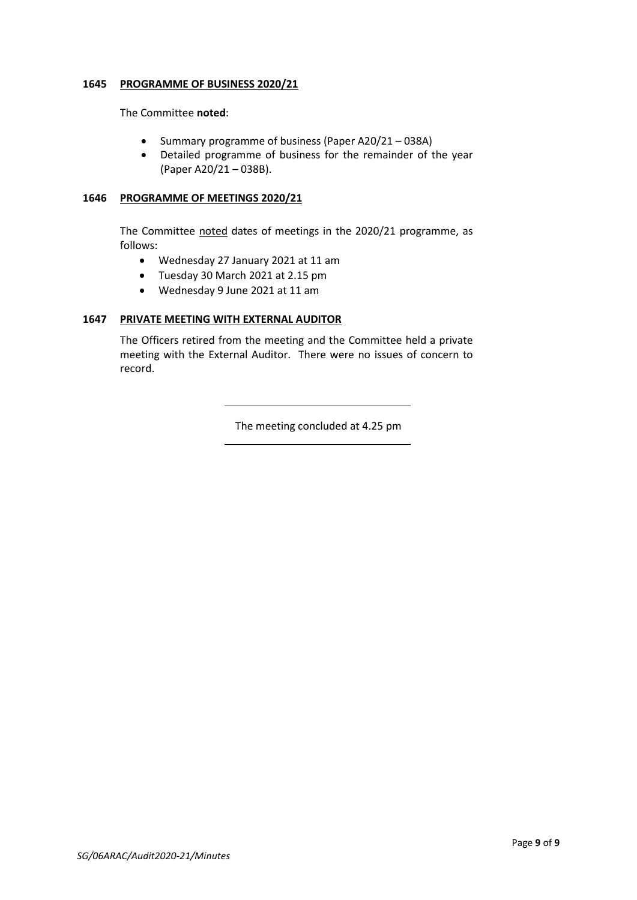### 1645 PROGRAMME OF BUSINESS 2020/21

The Committee **noted**:

- Summary programme of business (Paper A20/21 – 038A)
- Detailed programme of business for the remainder of the year (Paper A20/21 – 038B).

### 1646 PROGRAMME OF MEETINGS 2020/21

The Committee noted dates of meetings in the 2020/21 programme, as follows:

- Wednesday 27 January 2021 at 11 am
- Tuesday 30 March 2021 at 2.15 pm
- Wednesday 9 June 2021 at 11 am

### 1647 PRIVATE MEETING WITH EXTERNAL AUDITOR

The Officers retired from the meeting and the Committee held a private meeting with the External Auditor. There were no issues of concern to record.

---

The meeting concluded at 4.25 pm

---

*SG/06ARAC/Audit2020-21/Minutes*